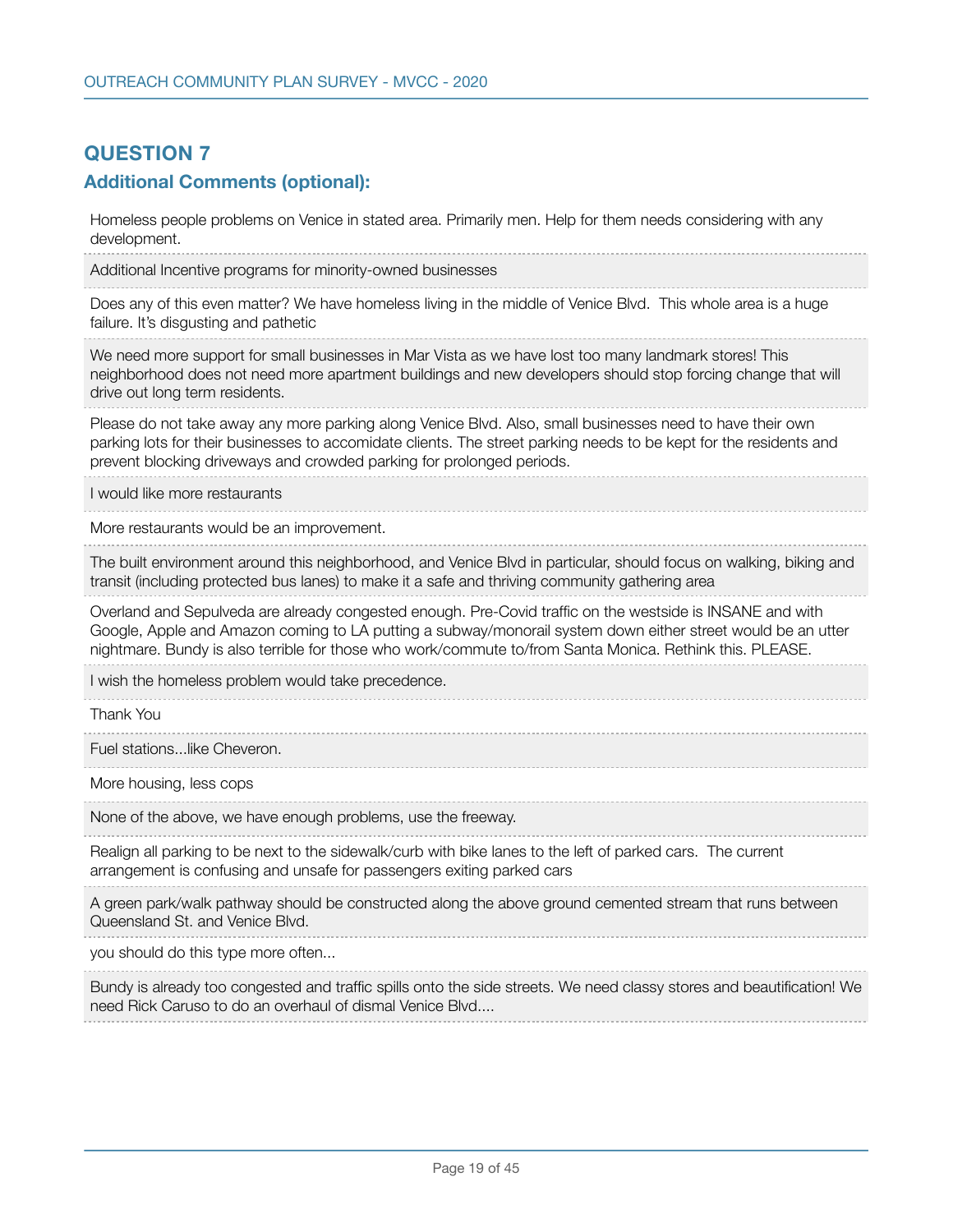## QUESTION 7

### Additional Comments (optional):

Homeless people problems on Venice in stated area. Primarily men. Help for them needs considering with any development.

Additional Incentive programs for minority-owned businesses

Does any of this even matter? We have homeless living in the middle of Venice Blvd.  This whole area is a huge failure. It's disgusting and pathetic

We need more support for small businesses in Mar Vista as we have lost too many landmark stores! This neighborhood does not need more apartment buildings and new developers should stop forcing change that will drive out long term residents.

Please do not take away any more parking along Venice Blvd. Also, small businesses need to have their own parking lots for their businesses to accomidate clients. The street parking needs to be kept for the residents and prevent blocking driveways and crowded parking for prolonged periods.

I would like more restaurants

More restaurants would be an improvement.

The built environment around this neighborhood, and Venice Blvd in particular, should focus on walking, biking and transit (including protected bus lanes) to make it a safe and thriving community gathering area

Overland and Sepulveda are already congested enough. Pre-Covid traffic on the westside is INSANE and with Google, Apple and Amazon coming to LA putting a subway/monorail system down either street would be an utter nightmare. Bundy is also terrible for those who work/commute to/from Santa Monica. Rethink this. PLEASE.

I wish the homeless problem would take precedence.

Thank You

Fuel stations...like Cheveron.

More housing, less cops

None of the above, we have enough problems, use the freeway.

Realign all parking to be next to the sidewalk/curb with bike lanes to the left of parked cars.  The current arrangement is confusing and unsafe for passengers exiting parked cars

A green park/walk pathway should be constructed along the above ground cemented stream that runs between Queensland St. and Venice Blvd.

you should do this type more often...

Bundy is already too congested and traffic spills onto the side streets. We need classy stores and beautification! We need Rick Caruso to do an overhaul of dismal Venice Blvd....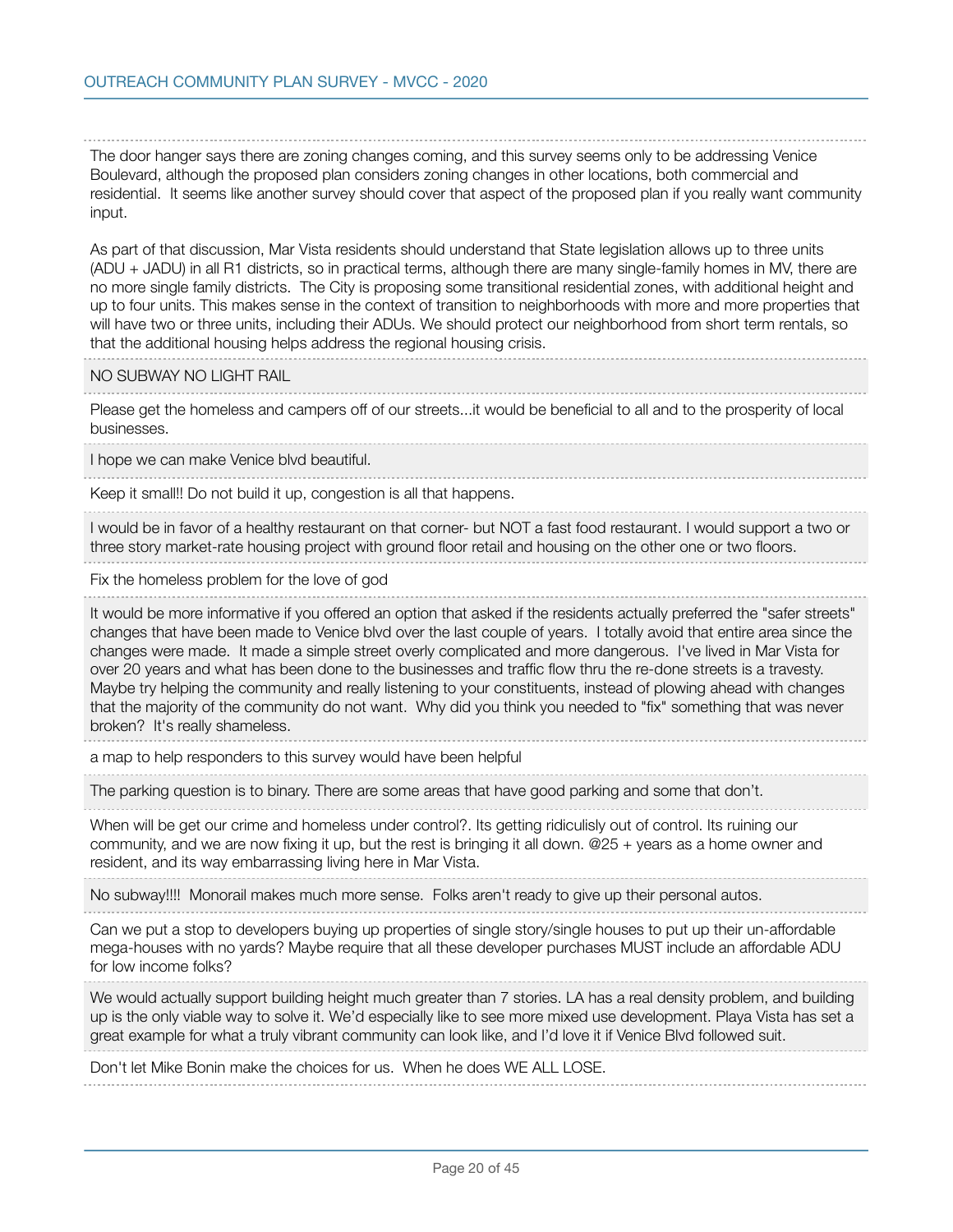The door hanger says there are zoning changes coming, and this survey seems only to be addressing Venice Boulevard, although the proposed plan considers zoning changes in other locations, both commercial and residential. It seems like another survey should cover that aspect of the proposed plan if you really want community input.

As part of that discussion, Mar Vista residents should understand that State legislation allows up to three units (ADU + JADU) in all R1 districts, so in practical terms, although there are many single-family homes in MV, there are no more single family districts. The City is proposing some transitional residential zones, with additional height and up to four units. This makes sense in the context of transition to neighborhoods with more and more properties that will have two or three units, including their ADUs. We should protect our neighborhood from short term rentals, so that the additional housing helps address the regional housing crisis.

---

NO SUBWAY NO LIGHT RAIL

---

Please get the homeless and campers off of our streets...it would be beneficial to all and to the prosperity of local businesses.

---

I hope we can make Venice blvd beautiful.

---

Keep it small!! Do not build it up, congestion is all that happens.

---

I would be in favor of a healthy restaurant on that corner- but NOT a fast food restaurant. I would support a two or three story market-rate housing project with ground floor retail and housing on the other one or two floors.

---

Fix the homeless problem for the love of god

---

It would be more informative if you offered an option that asked if the residents actually preferred the "safer streets" changes that have been made to Venice blvd over the last couple of years. I totally avoid that entire area since the changes were made. It made a simple street overly complicated and more dangerous. I've lived in Mar Vista for over 20 years and what has been done to the businesses and traffic flow thru the re-done streets is a travesty. Maybe try helping the community and really listening to your constituents, instead of plowing ahead with changes that the majority of the community do not want. Why did you think you needed to "fix" something that was never broken? It's really shameless.

---

a map to help responders to this survey would have been helpful

---

The parking question is to binary. There are some areas that have good parking and some that don't.

---

When will be get our crime and homeless under control?. Its getting ridiculisly out of control. Its ruining our community, and we are now fixing it up, but the rest is bringing it all down. @25 + years as a home owner and resident, and its way embarrassing living here in Mar Vista.

---

No subway!!!! Monorail makes much more sense. Folks aren't ready to give up their personal autos.

---

Can we put a stop to developers buying up properties of single story/single houses to put up their un-affordable mega-houses with no yards? Maybe require that all these developer purchases MUST include an affordable ADU for low income folks?

---

We would actually support building height much greater than 7 stories. LA has a real density problem, and building up is the only viable way to solve it. We'd especially like to see more mixed use development. Playa Vista has set a great example for what a truly vibrant community can look like, and I'd love it if Venice Blvd followed suit.

---

Don't let Mike Bonin make the choices for us. When he does WE ALL LOSE.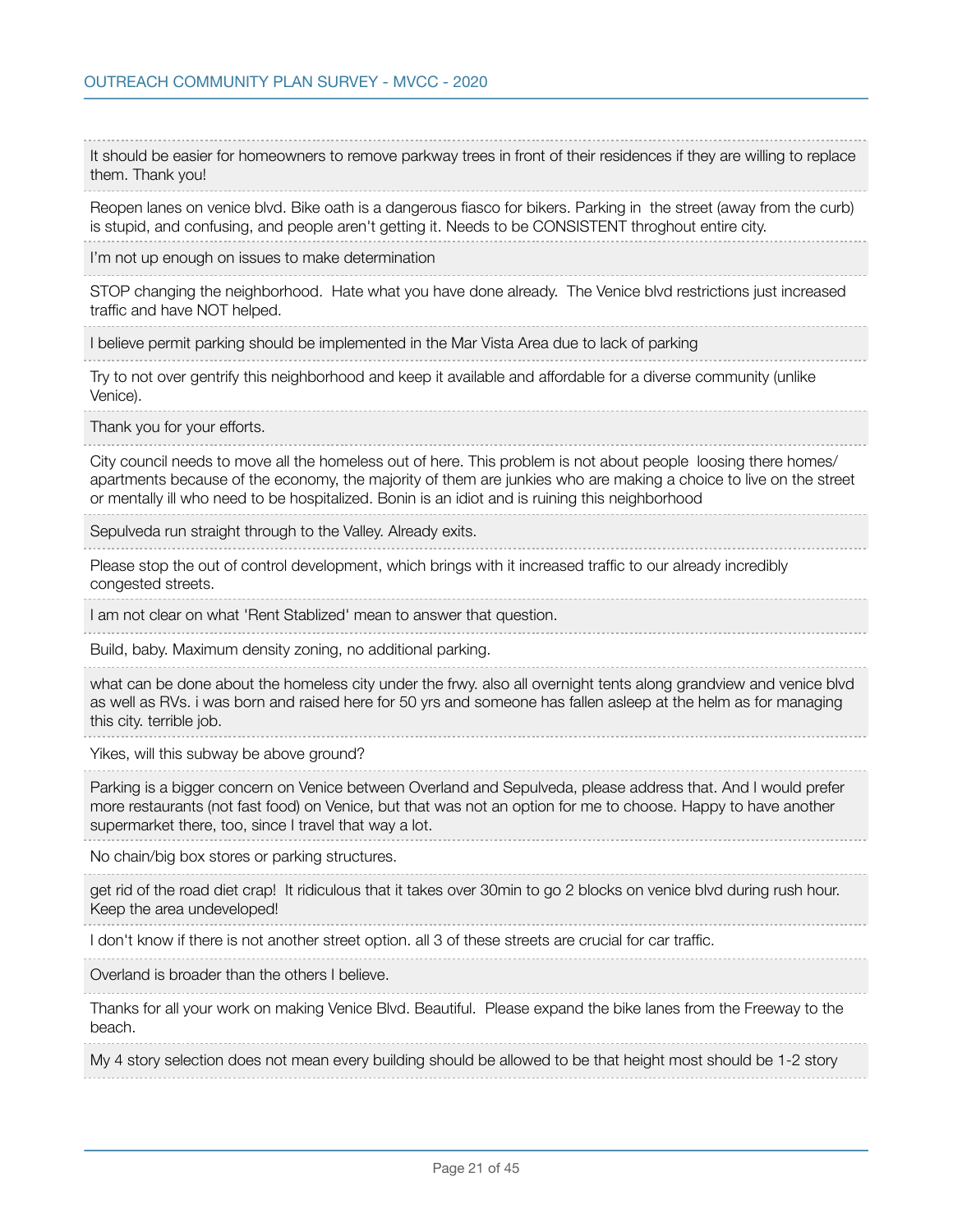It should be easier for homeowners to remove parkway trees in front of their residences if they are willing to replace them. Thank you!

Reopen lanes on venice blvd. Bike oath is a dangerous fiasco for bikers. Parking in the street (away from the curb) is stupid, and confusing, and people aren't getting it. Needs to be CONSISTENT throghout entire city.

I'm not up enough on issues to make determination

STOP changing the neighborhood. Hate what you have done already. The Venice blvd restrictions just increased traffic and have NOT helped.

I believe permit parking should be implemented in the Mar Vista Area due to lack of parking

Try to not over gentrify this neighborhood and keep it available and affordable for a diverse community (unlike Venice).

Thank you for your efforts.

City council needs to move all the homeless out of here. This problem is not about people loosing there homes/ apartments because of the economy, the majority of them are junkies who are making a choice to live on the street or mentally ill who need to be hospitalized. Bonin is an idiot and is ruining this neighborhood

Sepulveda run straight through to the Valley. Already exits.

Please stop the out of control development, which brings with it increased traffic to our already incredibly congested streets.

I am not clear on what 'Rent Stablized' mean to answer that question.

Build, baby. Maximum density zoning, no additional parking.

what can be done about the homeless city under the frwy. also all overnight tents along grandview and venice blvd as well as RVs. i was born and raised here for 50 yrs and someone has fallen asleep at the helm as for managing this city. terrible job.

Yikes, will this subway be above ground?

Parking is a bigger concern on Venice between Overland and Sepulveda, please address that. And I would prefer more restaurants (not fast food) on Venice, but that was not an option for me to choose. Happy to have another supermarket there, too, since I travel that way a lot.

No chain/big box stores or parking structures.

get rid of the road diet crap! It ridiculous that it takes over 30min to go 2 blocks on venice blvd during rush hour. Keep the area undeveloped!

I don't know if there is not another street option. all 3 of these streets are crucial for car traffic.

Overland is broader than the others I believe.

Thanks for all your work on making Venice Blvd. Beautiful. Please expand the bike lanes from the Freeway to the beach.

My 4 story selection does not mean every building should be allowed to be that height most should be 1-2 story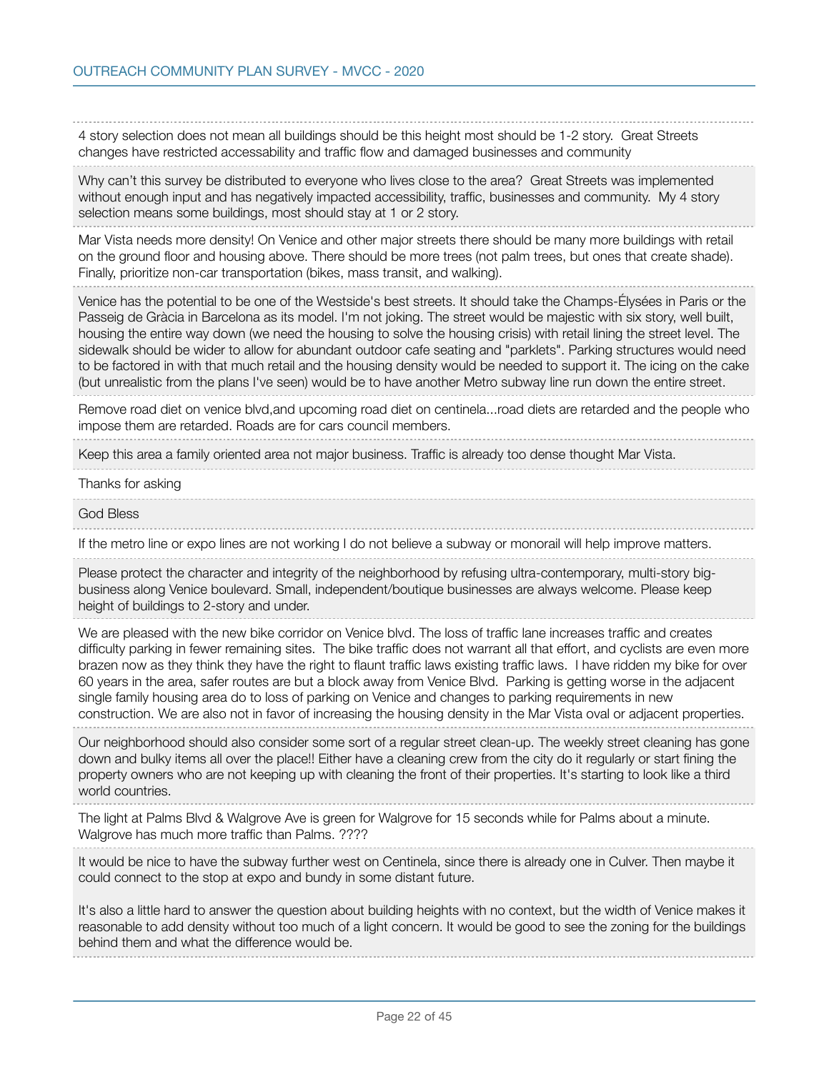4 story selection does not mean all buildings should be this height most should be 1-2 story.  Great Streets changes have restricted accessability and traffic flow and damaged businesses and community

Why can't this survey be distributed to everyone who lives close to the area?  Great Streets was implemented without enough input and has negatively impacted accessibility, traffic, businesses and community.  My 4 story selection means some buildings, most should stay at 1 or 2 story.

Mar Vista needs more density! On Venice and other major streets there should be many more buildings with retail on the ground floor and housing above. There should be more trees (not palm trees, but ones that create shade). Finally, prioritize non-car transportation (bikes, mass transit, and walking).

Venice has the potential to be one of the Westside's best streets. It should take the Champs-Élysées in Paris or the Passeig de Gràcia in Barcelona as its model. I'm not joking. The street would be majestic with six story, well built, housing the entire way down (we need the housing to solve the housing crisis) with retail lining the street level. The sidewalk should be wider to allow for abundant outdoor cafe seating and "parklets". Parking structures would need to be factored in with that much retail and the housing density would be needed to support it. The icing on the cake (but unrealistic from the plans I've seen) would be to have another Metro subway line run down the entire street.

Remove road diet on venice blvd,and upcoming road diet on centinela...road diets are retarded and the people who impose them are retarded. Roads are for cars council members.

Keep this area a family oriented area not major business. Traffic is already too dense thought Mar Vista.

Thanks for asking

God Bless

If the metro line or expo lines are not working I do not believe a subway or monorail will help improve matters.

Please protect the character and integrity of the neighborhood by refusing ultra-contemporary, multi-story big-business along Venice boulevard. Small, independent/boutique businesses are always welcome. Please keep height of buildings to 2-story and under.

We are pleased with the new bike corridor on Venice blvd. The loss of traffic lane increases traffic and creates difficulty parking in fewer remaining sites.  The bike traffic does not warrant all that effort, and cyclists are even more brazen now as they think they have the right to flaunt traffic laws existing traffic laws.  I have ridden my bike for over 60 years in the area, safer routes are but a block away from Venice Blvd.  Parking is getting worse in the adjacent single family housing area do to loss of parking on Venice and changes to parking requirements in new construction. We are also not in favor of increasing the housing density in the Mar Vista oval or adjacent properties.

Our neighborhood should also consider some sort of a regular street clean-up. The weekly street cleaning has gone down and bulky items all over the place!! Either have a cleaning crew from the city do it regularly or start fining the property owners who are not keeping up with cleaning the front of their properties. It's starting to look like a third world countries.

The light at Palms Blvd & Walgrove Ave is green for Walgrove for 15 seconds while for Palms about a minute. Walgrove has much more traffic than Palms. ????

It would be nice to have the subway further west on Centinela, since there is already one in Culver. Then maybe it could connect to the stop at expo and bundy in some distant future.

It's also a little hard to answer the question about building heights with no context, but the width of Venice makes it reasonable to add density without too much of a light concern. It would be good to see the zoning for the buildings behind them and what the difference would be.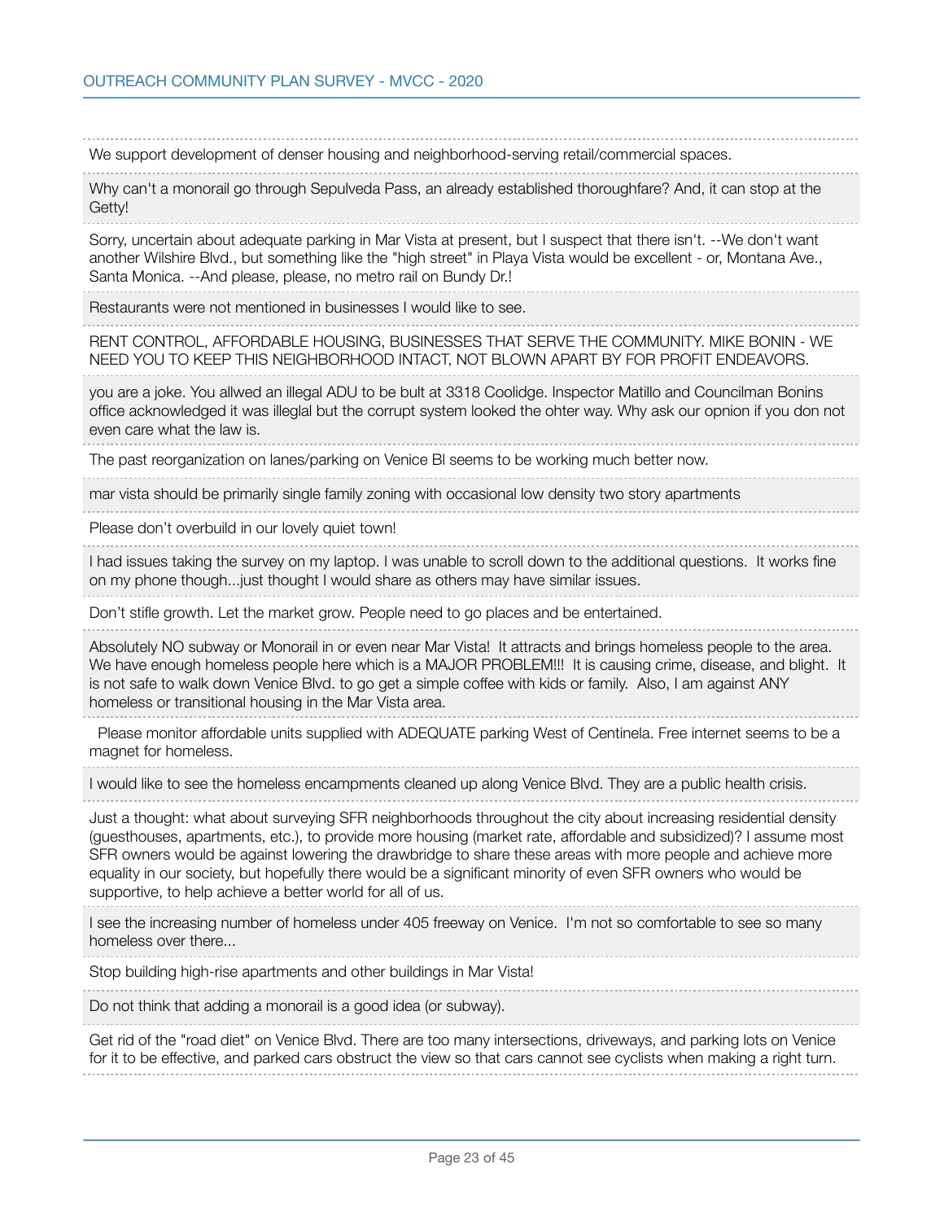We support development of denser housing and neighborhood-serving retail/commercial spaces.

---

Why can't a monorail go through Sepulveda Pass, an already established thoroughfare? And, it can stop at the Getty!

---

Sorry, uncertain about adequate parking in Mar Vista at present, but I suspect that there isn't. --We don't want another Wilshire Blvd., but something like the "high street" in Playa Vista would be excellent - or, Montana Ave., Santa Monica. --And please, please, no metro rail on Bundy Dr.!

---

Restaurants were not mentioned in businesses I would like to see.

---

RENT CONTROL, AFFORDABLE HOUSING, BUSINESSES THAT SERVE THE COMMUNITY. MIKE BONIN - WE NEED YOU TO KEEP THIS NEIGHBORHOOD INTACT, NOT BLOWN APART BY FOR PROFIT ENDEAVORS.

---

you are a joke. You allwed an illegal ADU to be bult at 3318 Coolidge. Inspector Matillo and Councilman Bonins office acknowledged it was illeglal but the corrupt system looked the ohter way. Why ask our opnion if you don not even care what the law is.

---

The past reorganization on lanes/parking on Venice Bl seems to be working much better now.

---

mar vista should be primarily single family zoning with occasional low density two story apartments

---

Please don't overbuild in our lovely quiet town!

---

I had issues taking the survey on my laptop. I was unable to scroll down to the additional questions. It works fine on my phone though...just thought I would share as others may have similar issues.

---

Don't stifle growth. Let the market grow. People need to go places and be entertained.

---

Absolutely NO subway or Monorail in or even near Mar Vista! It attracts and brings homeless people to the area. We have enough homeless people here which is a MAJOR PROBLEM!!! It is causing crime, disease, and blight. It is not safe to walk down Venice Blvd. to go get a simple coffee with kids or family. Also, I am against ANY homeless or transitional housing in the Mar Vista area.

---

Please monitor affordable units supplied with ADEQUATE parking West of Centinela. Free internet seems to be a magnet for homeless.

---

I would like to see the homeless encampments cleaned up along Venice Blvd. They are a public health crisis.

---

Just a thought: what about surveying SFR neighborhoods throughout the city about increasing residential density (guesthouses, apartments, etc.), to provide more housing (market rate, affordable and subsidized)? I assume most SFR owners would be against lowering the drawbridge to share these areas with more people and achieve more equality in our society, but hopefully there would be a significant minority of even SFR owners who would be supportive, to help achieve a better world for all of us.

---

I see the increasing number of homeless under 405 freeway on Venice. I'm not so comfortable to see so many homeless over there...

---

Stop building high-rise apartments and other buildings in Mar Vista!

---

Do not think that adding a monorail is a good idea (or subway).

---

Get rid of the "road diet" on Venice Blvd. There are too many intersections, driveways, and parking lots on Venice for it to be effective, and parked cars obstruct the view so that cars cannot see cyclists when making a right turn.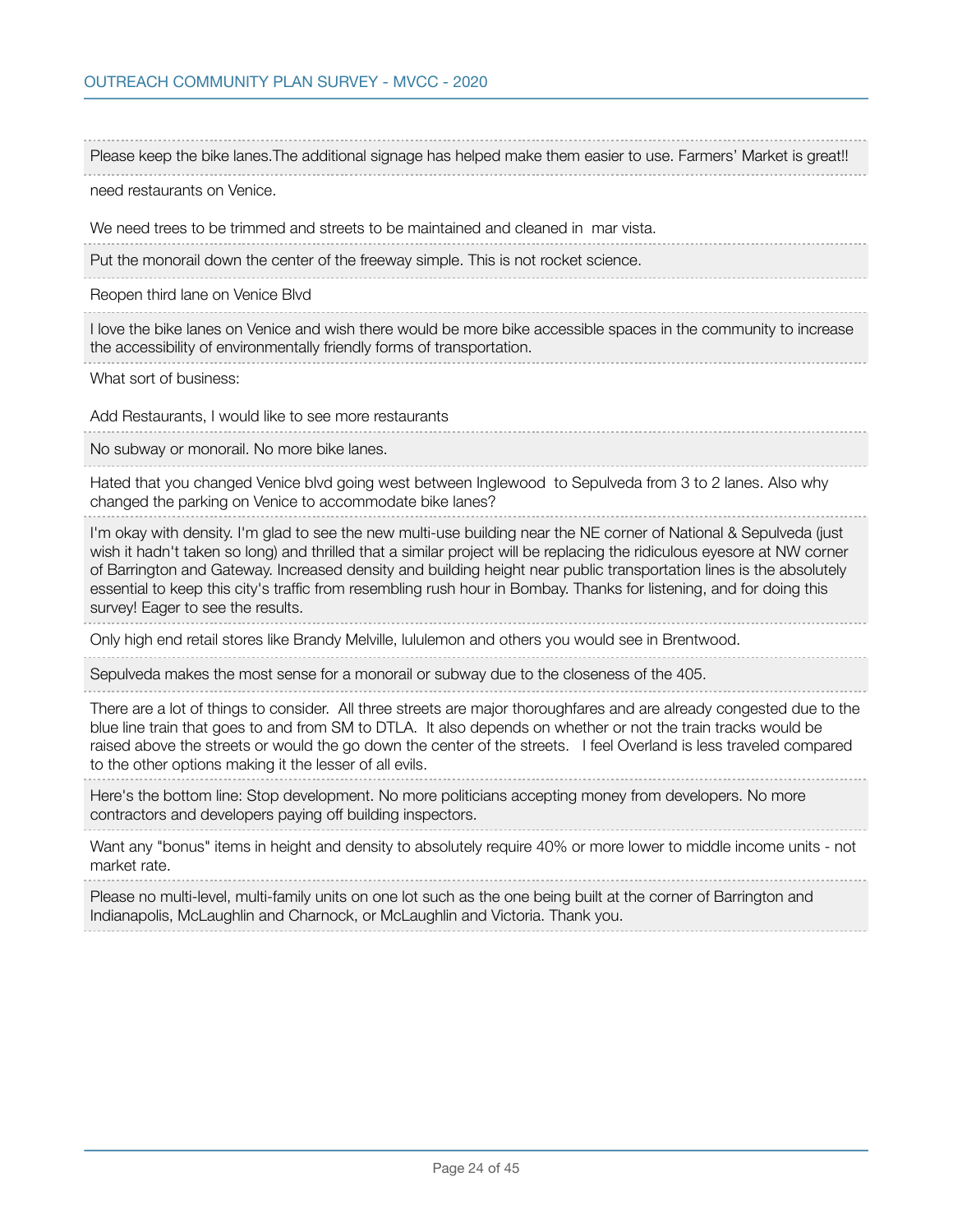Please keep the bike lanes.The additional signage has helped make them easier to use. Farmers' Market is great!!

---

need restaurants on Venice.

We need trees to be trimmed and streets to be maintained and cleaned in mar vista.

---

Put the monorail down the center of the freeway simple. This is not rocket science.

---

Reopen third lane on Venice Blvd

---

I love the bike lanes on Venice and wish there would be more bike accessible spaces in the community to increase the accessibility of environmentally friendly forms of transportation.

---

What sort of business:

Add Restaurants, I would like to see more restaurants

---

No subway or monorail. No more bike lanes.

---

Hated that you changed Venice blvd going west between Inglewood to Sepulveda from 3 to 2 lanes. Also why changed the parking on Venice to accommodate bike lanes?

---

I'm okay with density. I'm glad to see the new multi-use building near the NE corner of National & Sepulveda (just wish it hadn't taken so long) and thrilled that a similar project will be replacing the ridiculous eyesore at NW corner of Barrington and Gateway. Increased density and building height near public transportation lines is the absolutely essential to keep this city's traffic from resembling rush hour in Bombay. Thanks for listening, and for doing this survey! Eager to see the results.

---

Only high end retail stores like Brandy Melville, lululemon and others you would see in Brentwood.

---

Sepulveda makes the most sense for a monorail or subway due to the closeness of the 405.

---

There are a lot of things to consider. All three streets are major thoroughfares and are already congested due to the blue line train that goes to and from SM to DTLA. It also depends on whether or not the train tracks would be raised above the streets or would the go down the center of the streets. I feel Overland is less traveled compared to the other options making it the lesser of all evils.

---

Here's the bottom line: Stop development. No more politicians accepting money from developers. No more contractors and developers paying off building inspectors.

---

Want any "bonus" items in height and density to absolutely require 40% or more lower to middle income units - not market rate.

---

Please no multi-level, multi-family units on one lot such as the one being built at the corner of Barrington and Indianapolis, McLaughlin and Charnock, or McLaughlin and Victoria. Thank you.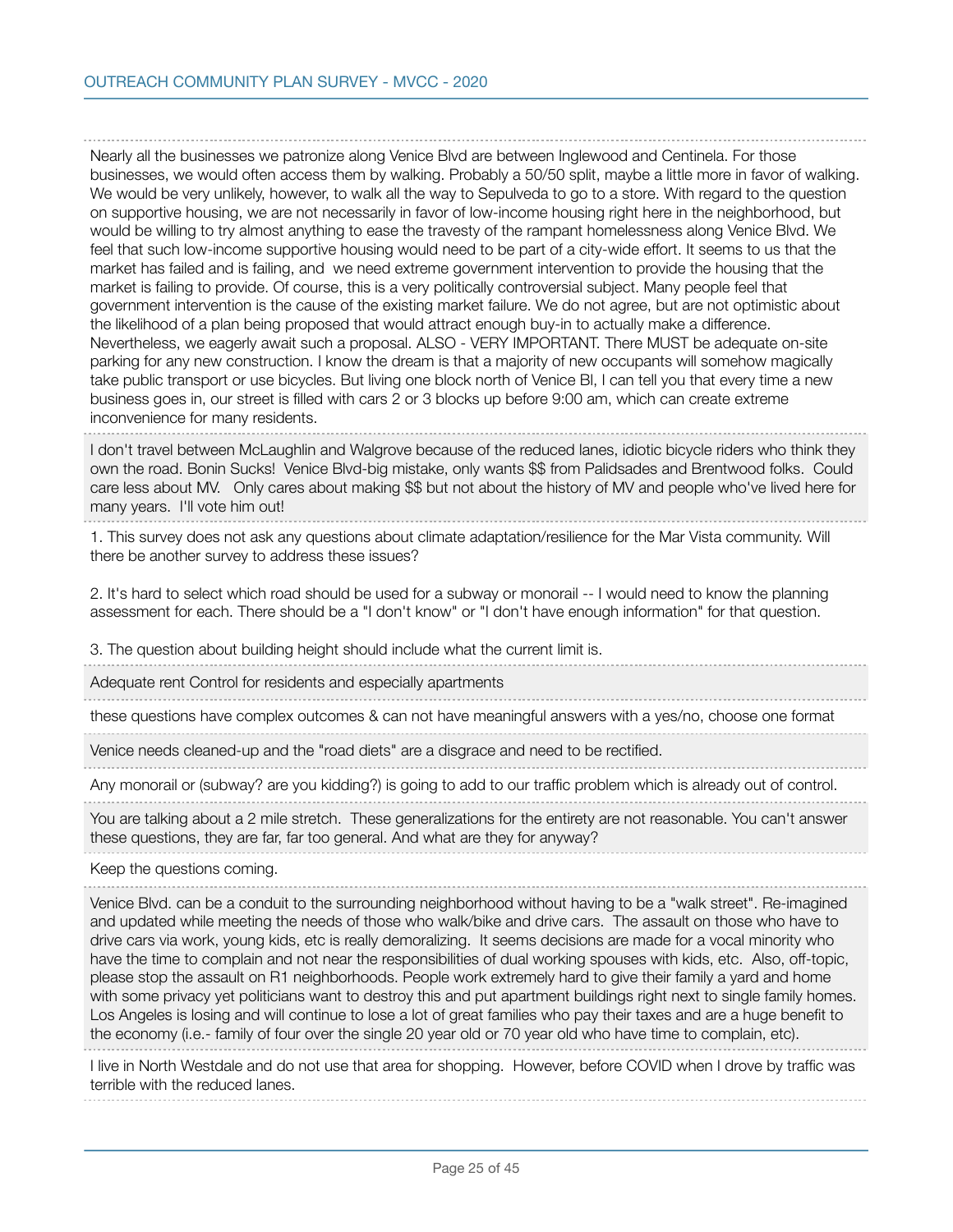Nearly all the businesses we patronize along Venice Blvd are between Inglewood and Centinela. For those businesses, we would often access them by walking. Probably a 50/50 split, maybe a little more in favor of walking. We would be very unlikely, however, to walk all the way to Sepulveda to go to a store. With regard to the question on supportive housing, we are not necessarily in favor of low-income housing right here in the neighborhood, but would be willing to try almost anything to ease the travesty of the rampant homelessness along Venice Blvd. We feel that such low-income supportive housing would need to be part of a city-wide effort. It seems to us that the market has failed and is failing, and we need extreme government intervention to provide the housing that the market is failing to provide. Of course, this is a very politically controversial subject. Many people feel that government intervention is the cause of the existing market failure. We do not agree, but are not optimistic about the likelihood of a plan being proposed that would attract enough buy-in to actually make a difference. Nevertheless, we eagerly await such a proposal. ALSO - VERY IMPORTANT. There MUST be adequate on-site parking for any new construction. I know the dream is that a majority of new occupants will somehow magically take public transport or use bicycles. But living one block north of Venice Bl, I can tell you that every time a new business goes in, our street is filled with cars 2 or 3 blocks up before 9:00 am, which can create extreme inconvenience for many residents.

---

I don't travel between McLaughlin and Walgrove because of the reduced lanes, idiotic bicycle riders who think they own the road. Bonin Sucks! Venice Blvd-big mistake, only wants $$ from Palidsades and Brentwood folks. Could care less about MV. Only cares about making $$ but not about the history of MV and people who've lived here for many years. I'll vote him out!

---

1. This survey does not ask any questions about climate adaptation/resilience for the Mar Vista community. Will there be another survey to address these issues?

2. It's hard to select which road should be used for a subway or monorail -- I would need to know the planning assessment for each. There should be a "I don't know" or "I don't have enough information" for that question.

3. The question about building height should include what the current limit is.

---

Adequate rent Control for residents and especially apartments

---

these questions have complex outcomes & can not have meaningful answers with a yes/no, choose one format

---

Venice needs cleaned-up and the "road diets" are a disgrace and need to be rectified.

---

Any monorail or (subway? are you kidding?) is going to add to our traffic problem which is already out of control.

---

You are talking about a 2 mile stretch. These generalizations for the entirety are not reasonable. You can't answer these questions, they are far, far too general. And what are they for anyway?

---

Keep the questions coming.

---

Venice Blvd. can be a conduit to the surrounding neighborhood without having to be a "walk street". Re-imagined and updated while meeting the needs of those who walk/bike and drive cars. The assault on those who have to drive cars via work, young kids, etc is really demoralizing. It seems decisions are made for a vocal minority who have the time to complain and not near the responsibilities of dual working spouses with kids, etc. Also, off-topic, please stop the assault on R1 neighborhoods. People work extremely hard to give their family a yard and home with some privacy yet politicians want to destroy this and put apartment buildings right next to single family homes. Los Angeles is losing and will continue to lose a lot of great families who pay their taxes and are a huge benefit to the economy (i.e.- family of four over the single 20 year old or 70 year old who have time to complain, etc).

---

I live in North Westdale and do not use that area for shopping. However, before COVID when I drove by traffic was terrible with the reduced lanes.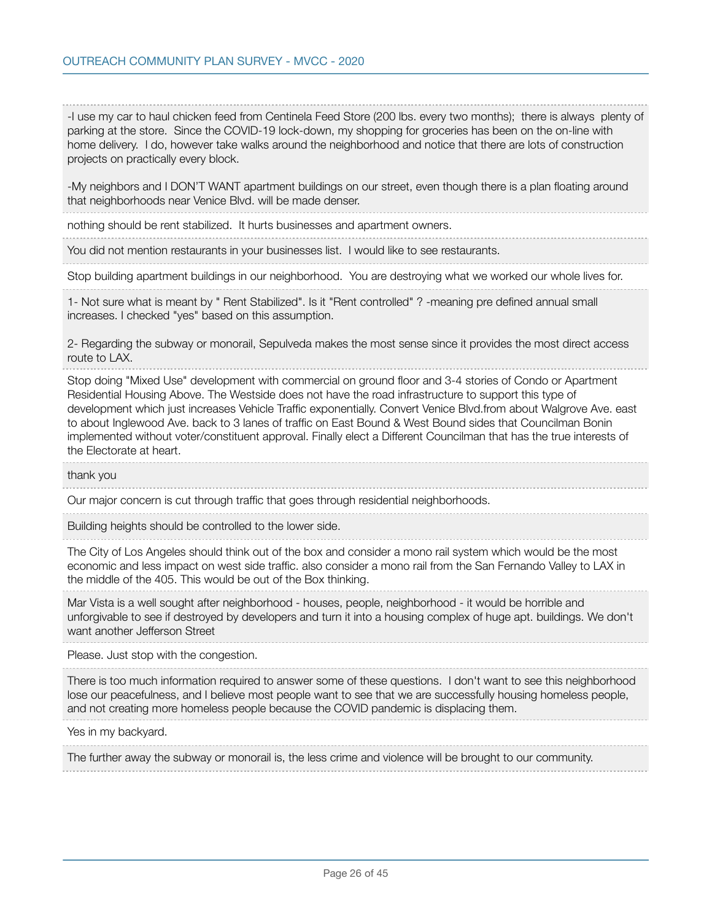-I use my car to haul chicken feed from Centinela Feed Store (200 lbs. every two months); there is always plenty of parking at the store. Since the COVID-19 lock-down, my shopping for groceries has been on the on-line with home delivery. I do, however take walks around the neighborhood and notice that there are lots of construction projects on practically every block.

-My neighbors and I DON'T WANT apartment buildings on our street, even though there is a plan floating around that neighborhoods near Venice Blvd. will be made denser.

---

nothing should be rent stabilized. It hurts businesses and apartment owners.

---

You did not mention restaurants in your businesses list. I would like to see restaurants.

---

Stop building apartment buildings in our neighborhood. You are destroying what we worked our whole lives for.

---

1- Not sure what is meant by " Rent Stabilized". Is it "Rent controlled" ? -meaning pre defined annual small increases. I checked "yes" based on this assumption.

2- Regarding the subway or monorail, Sepulveda makes the most sense since it provides the most direct access route to LAX.

---

Stop doing "Mixed Use" development with commercial on ground floor and 3-4 stories of Condo or Apartment Residential Housing Above. The Westside does not have the road infrastructure to support this type of development which just increases Vehicle Traffic exponentially. Convert Venice Blvd.from about Walgrove Ave. east to about Inglewood Ave. back to 3 lanes of traffic on East Bound & West Bound sides that Councilman Bonin implemented without voter/constituent approval. Finally elect a Different Councilman that has the true interests of the Electorate at heart.

---

thank you

---

Our major concern is cut through traffic that goes through residential neighborhoods.

---

Building heights should be controlled to the lower side.

---

The City of Los Angeles should think out of the box and consider a mono rail system which would be the most economic and less impact on west side traffic. also consider a mono rail from the San Fernando Valley to LAX in the middle of the 405. This would be out of the Box thinking.

---

Mar Vista is a well sought after neighborhood - houses, people, neighborhood - it would be horrible and unforgivable to see if destroyed by developers and turn it into a housing complex of huge apt. buildings. We don't want another Jefferson Street

---

Please. Just stop with the congestion.

---

There is too much information required to answer some of these questions. I don't want to see this neighborhood lose our peacefulness, and I believe most people want to see that we are successfully housing homeless people, and not creating more homeless people because the COVID pandemic is displacing them.

---

Yes in my backyard.

---

The further away the subway or monorail is, the less crime and violence will be brought to our community.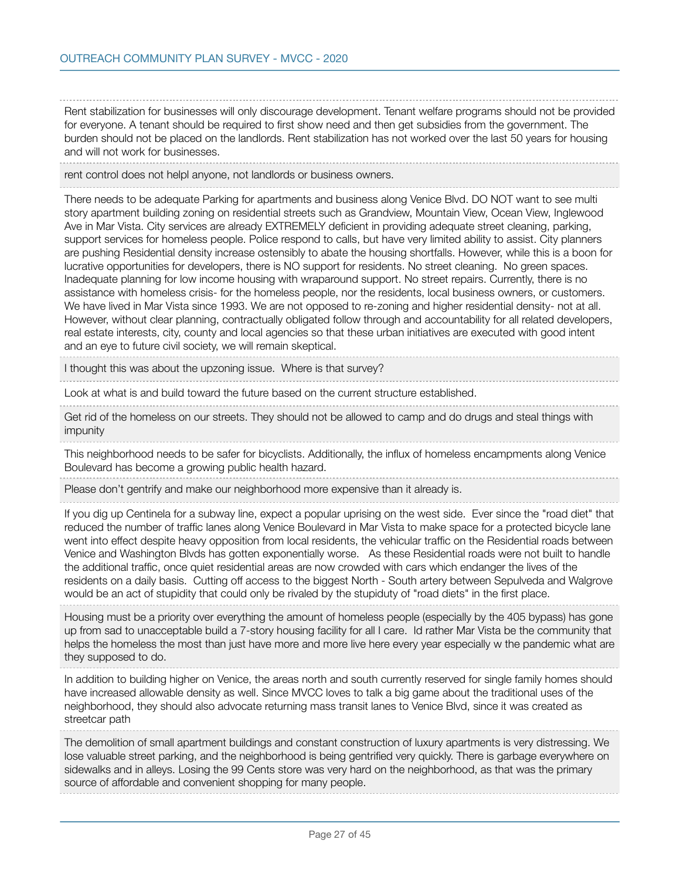Rent stabilization for businesses will only discourage development. Tenant welfare programs should not be provided for everyone. A tenant should be required to first show need and then get subsidies from the government. The burden should not be placed on the landlords. Rent stabilization has not worked over the last 50 years for housing and will not work for businesses.

---

rent control does not helpl anyone, not landlords or business owners.

---

There needs to be adequate Parking for apartments and business along Venice Blvd. DO NOT want to see multi story apartment building zoning on residential streets such as Grandview, Mountain View, Ocean View, Inglewood Ave in Mar Vista. City services are already EXTREMELY deficient in providing adequate street cleaning, parking, support services for homeless people. Police respond to calls, but have very limited ability to assist. City planners are pushing Residential density increase ostensibly to abate the housing shortfalls. However, while this is a boon for lucrative opportunities for developers, there is NO support for residents. No street cleaning. No green spaces. Inadequate planning for low income housing with wraparound support. No street repairs. Currently, there is no assistance with homeless crisis- for the homeless people, nor the residents, local business owners, or customers. We have lived in Mar Vista since 1993. We are not opposed to re-zoning and higher residential density- not at all. However, without clear planning, contractually obligated follow through and accountability for all related developers, real estate interests, city, county and local agencies so that these urban initiatives are executed with good intent and an eye to future civil society, we will remain skeptical.

---

I thought this was about the upzoning issue. Where is that survey?

---

Look at what is and build toward the future based on the current structure established.

---

Get rid of the homeless on our streets. They should not be allowed to camp and do drugs and steal things with impunity

---

This neighborhood needs to be safer for bicyclists. Additionally, the influx of homeless encampments along Venice Boulevard has become a growing public health hazard.

---

Please don't gentrify and make our neighborhood more expensive than it already is.

---

If you dig up Centinela for a subway line, expect a popular uprising on the west side. Ever since the "road diet" that reduced the number of traffic lanes along Venice Boulevard in Mar Vista to make space for a protected bicycle lane went into effect despite heavy opposition from local residents, the vehicular traffic on the Residential roads between Venice and Washington Blvds has gotten exponentially worse. As these Residential roads were not built to handle the additional traffic, once quiet residential areas are now crowded with cars which endanger the lives of the residents on a daily basis. Cutting off access to the biggest North - South artery between Sepulveda and Walgrove would be an act of stupidity that could only be rivaled by the stupiduty of "road diets" in the first place.

---

Housing must be a priority over everything the amount of homeless people (especially by the 405 bypass) has gone up from sad to unacceptable build a 7-story housing facility for all I care. Id rather Mar Vista be the community that helps the homeless the most than just have more and more live here every year especially w the pandemic what are they supposed to do.

---

In addition to building higher on Venice, the areas north and south currently reserved for single family homes should have increased allowable density as well. Since MVCC loves to talk a big game about the traditional uses of the neighborhood, they should also advocate returning mass transit lanes to Venice Blvd, since it was created as streetcar path

---

The demolition of small apartment buildings and constant construction of luxury apartments is very distressing. We lose valuable street parking, and the neighborhood is being gentrified very quickly. There is garbage everywhere on sidewalks and in alleys. Losing the 99 Cents store was very hard on the neighborhood, as that was the primary source of affordable and convenient shopping for many people.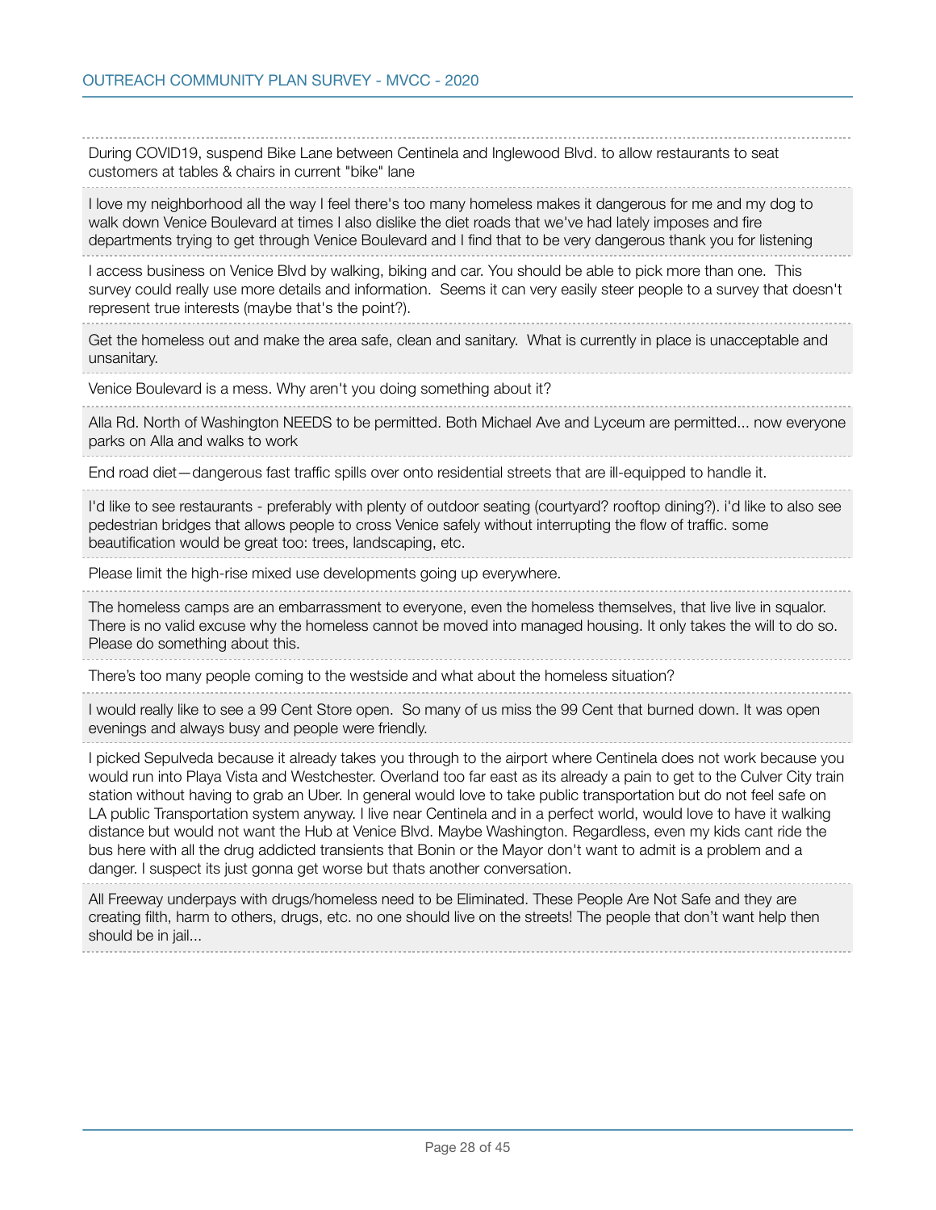During COVID19, suspend Bike Lane between Centinela and Inglewood Blvd. to allow restaurants to seat customers at tables & chairs in current "bike" lane

---

I love my neighborhood all the way I feel there's too many homeless makes it dangerous for me and my dog to walk down Venice Boulevard at times I also dislike the diet roads that we've had lately imposes and fire departments trying to get through Venice Boulevard and I find that to be very dangerous thank you for listening

---

I access business on Venice Blvd by walking, biking and car. You should be able to pick more than one. This survey could really use more details and information. Seems it can very easily steer people to a survey that doesn't represent true interests (maybe that's the point?).

---

Get the homeless out and make the area safe, clean and sanitary. What is currently in place is unacceptable and unsanitary.

---

Venice Boulevard is a mess. Why aren't you doing something about it?

---

Alla Rd. North of Washington NEEDS to be permitted. Both Michael Ave and Lyceum are permitted... now everyone parks on Alla and walks to work

---

End road diet—dangerous fast traffic spills over onto residential streets that are ill-equipped to handle it.

---

I'd like to see restaurants - preferably with plenty of outdoor seating (courtyard? rooftop dining?). i'd like to also see pedestrian bridges that allows people to cross Venice safely without interrupting the flow of traffic. some beautification would be great too: trees, landscaping, etc.

---

Please limit the high-rise mixed use developments going up everywhere.

---

The homeless camps are an embarrassment to everyone, even the homeless themselves, that live live in squalor. There is no valid excuse why the homeless cannot be moved into managed housing. It only takes the will to do so. Please do something about this.

---

There's too many people coming to the westside and what about the homeless situation?

---

I would really like to see a 99 Cent Store open. So many of us miss the 99 Cent that burned down. It was open evenings and always busy and people were friendly.

---

I picked Sepulveda because it already takes you through to the airport where Centinela does not work because you would run into Playa Vista and Westchester. Overland too far east as its already a pain to get to the Culver City train station without having to grab an Uber. In general would love to take public transportation but do not feel safe on LA public Transportation system anyway. I live near Centinela and in a perfect world, would love to have it walking distance but would not want the Hub at Venice Blvd. Maybe Washington. Regardless, even my kids cant ride the bus here with all the drug addicted transients that Bonin or the Mayor don't want to admit is a problem and a danger. I suspect its just gonna get worse but thats another conversation.

---

All Freeway underpays with drugs/homeless need to be Eliminated. These People Are Not Safe and they are creating filth, harm to others, drugs, etc. no one should live on the streets! The people that don't want help then should be in jail...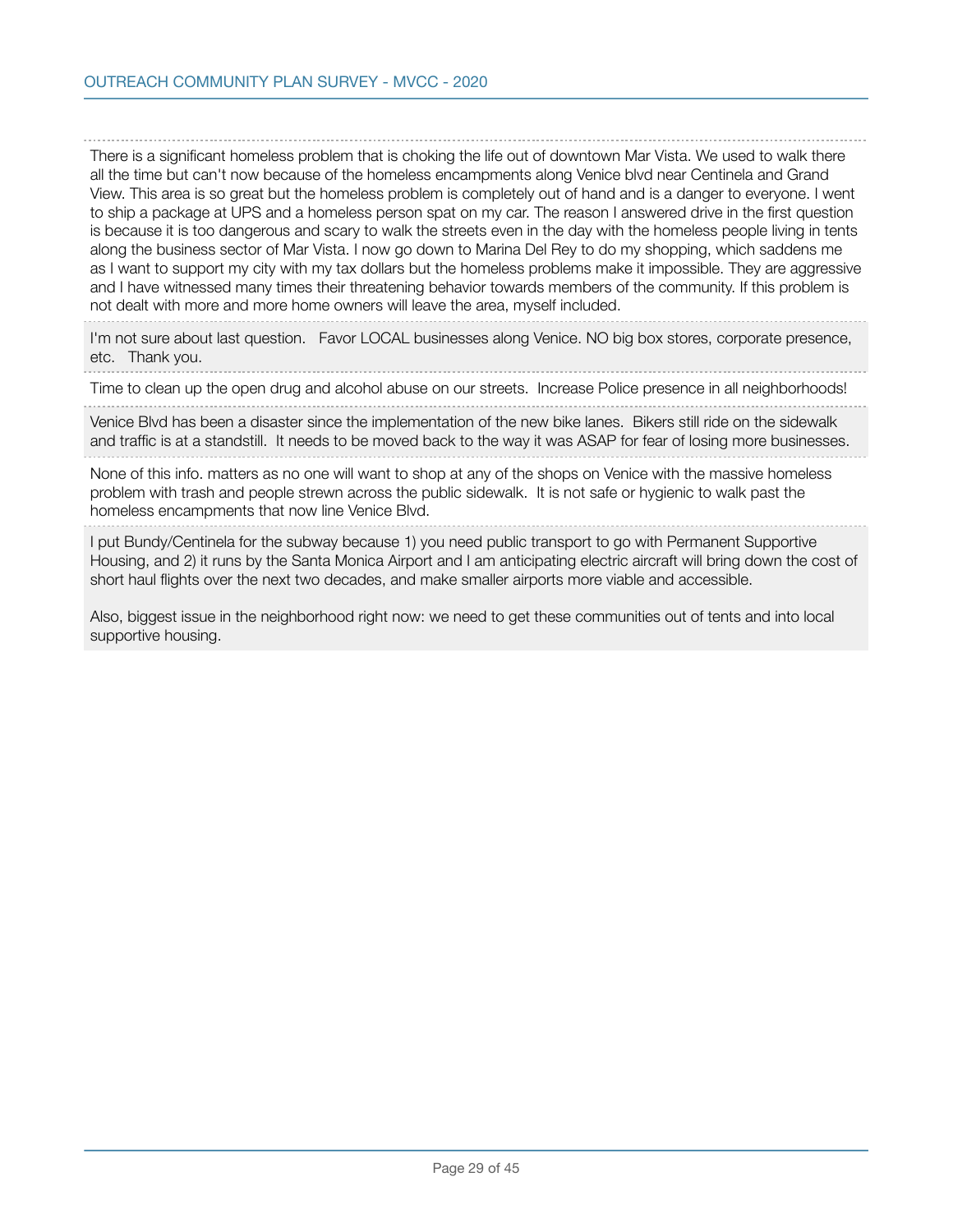There is a significant homeless problem that is choking the life out of downtown Mar Vista. We used to walk there all the time but can't now because of the homeless encampments along Venice blvd near Centinela and Grand View. This area is so great but the homeless problem is completely out of hand and is a danger to everyone. I went to ship a package at UPS and a homeless person spat on my car. The reason I answered drive in the first question is because it is too dangerous and scary to walk the streets even in the day with the homeless people living in tents along the business sector of Mar Vista. I now go down to Marina Del Rey to do my shopping, which saddens me as I want to support my city with my tax dollars but the homeless problems make it impossible. They are aggressive and I have witnessed many times their threatening behavior towards members of the community. If this problem is not dealt with more and more home owners will leave the area, myself included.

---

I'm not sure about last question.   Favor LOCAL businesses along Venice. NO big box stores, corporate presence, etc.   Thank you.

---

Time to clean up the open drug and alcohol abuse on our streets.  Increase Police presence in all neighborhoods!

---

Venice Blvd has been a disaster since the implementation of the new bike lanes.  Bikers still ride on the sidewalk and traffic is at a standstill.  It needs to be moved back to the way it was ASAP for fear of losing more businesses.

---

None of this info. matters as no one will want to shop at any of the shops on Venice with the massive homeless problem with trash and people strewn across the public sidewalk.  It is not safe or hygienic to walk past the homeless encampments that now line Venice Blvd.

---

I put Bundy/Centinela for the subway because 1) you need public transport to go with Permanent Supportive Housing, and 2) it runs by the Santa Monica Airport and I am anticipating electric aircraft will bring down the cost of short haul flights over the next two decades, and make smaller airports more viable and accessible.

Also, biggest issue in the neighborhood right now: we need to get these communities out of tents and into local supportive housing.